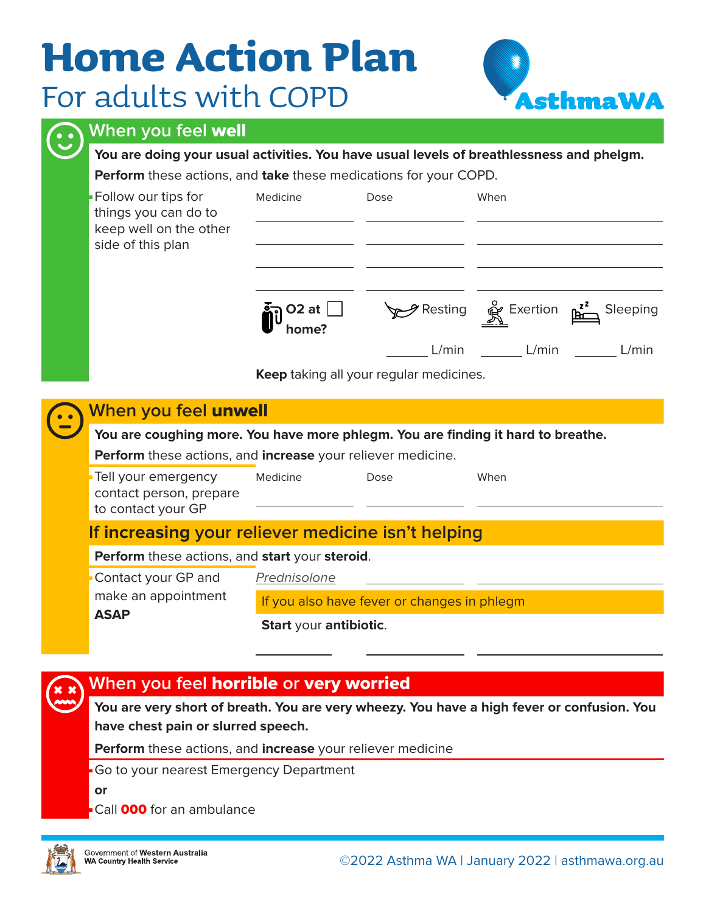# Home Action Plan

## For adults with COPD

AsthmaWA

## When you feel **well**

**You are doing your usual activities. You have usual levels of breathlessness and phelgm.**

**Perform** these actions, and **take** these medications for your COPD.

- Follow our tips for things you can do to keep well on the other side of this plan

| Medicine | Dose | When |
|---|---|---|
| | | |
| | | |
| | | |
| | | |

**O2 at home?** ☐

| Resting | Exertion | Sleeping |
|---|---|---|
| ______ L/min | ______ L/min | ______ L/min |

**Keep** taking all your regular medicines.

## When you feel **unwell**

**You are coughing more. You have more phlegm. You are finding it hard to breathe.**

**Perform** these actions, and **increase** your reliever medicine.

- Tell your emergency contact person, prepare to contact your GP

| Medicine | Dose | When |
|---|---|---|
| | | |

### If increasing your reliever medicine isn't helping

**Perform** these actions, and **start** your **steroid**.

- Contact your GP and make an appointment **ASAP**

| Medicine | Dose | When |
|---|---|---|
| *Prednisolone* | | |

If you also have fever or changes in phlegm

**Start** your **antibiotic**.

| Medicine | Dose | When |
|---|---|---|
| | | |

## When you feel **horrible** or **very worried**

**You are very short of breath. You are very wheezy. You have a high fever or confusion. You have chest pain or slurred speech.**

**Perform** these actions, and **increase** your reliever medicine

- Go to your nearest Emergency Department

**or**

- Call **000** for an ambulance

Government of **Western Australia**
**WA Country Health Service**

©2022 Asthma WA | January 2022 | asthmawa.org.au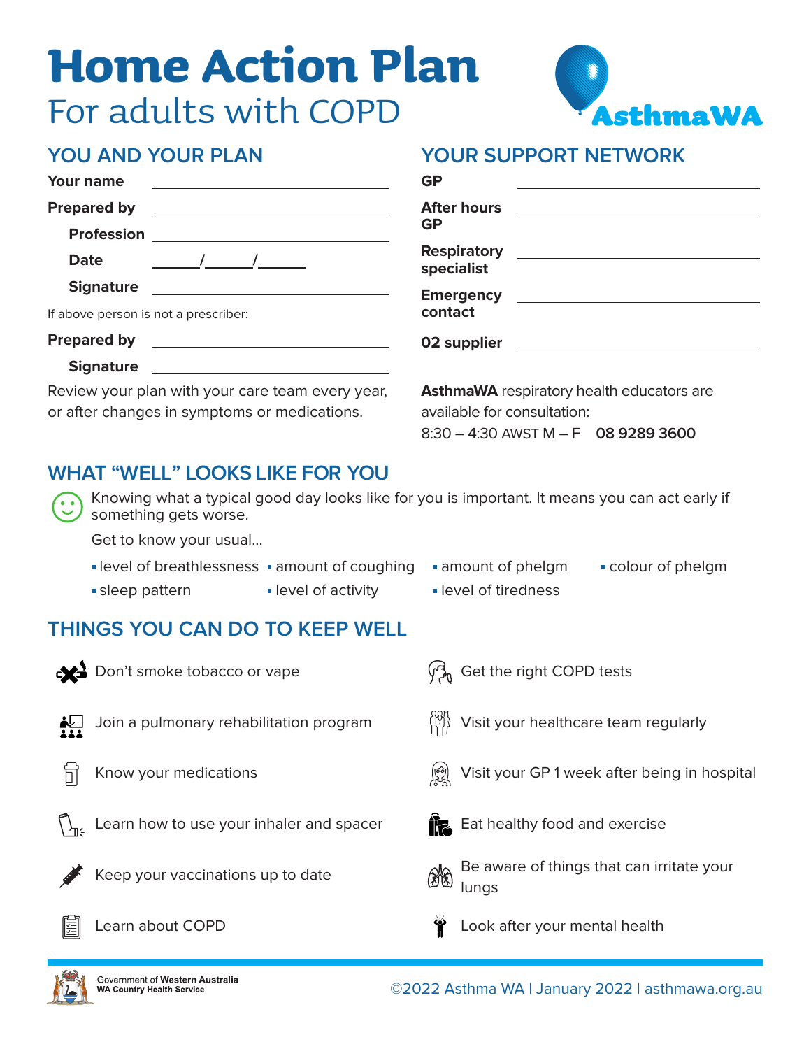# Home Action Plan

## For adults with COPD

AsthmaWA

## YOU AND YOUR PLAN

**Your name** ______________________

**Prepared by** ______________________

**Profession** ______________________

**Date** ____/____/____

**Signature** ______________________

If above person is not a prescriber:

**Prepared by** ______________________

**Signature** ______________________

Review your plan with your care team every year, or after changes in symptoms or medications.

## YOUR SUPPORT NETWORK

**GP** ______________________

**After hours GP** ______________________

**Respiratory specialist** ______________________

**Emergency contact** ______________________

**02 supplier** ______________________

**AsthmaWA** respiratory health educators are available for consultation:
8:30 – 4:30 AWST M – F **08 9289 3600**

## WHAT "WELL" LOOKS LIKE FOR YOU

Knowing what a typical good day looks like for you is important. It means you can act early if something gets worse.

Get to know your usual...

- level of breathlessness
- amount of coughing
- amount of phelgm
- colour of phelgm
- sleep pattern
- level of activity
- level of tiredness

## THINGS YOU CAN DO TO KEEP WELL

- Don't smoke tobacco or vape
- Join a pulmonary rehabilitation program
- Know your medications
- Learn how to use your inhaler and spacer
- Keep your vaccinations up to date
- Learn about COPD
- Get the right COPD tests
- Visit your healthcare team regularly
- Visit your GP 1 week after being in hospital
- Eat healthy food and exercise
- Be aware of things that can irritate your lungs
- Look after your mental health

Government of **Western Australia**
**WA Country Health Service**

©2022 Asthma WA | January 2022 | asthmawa.org.au